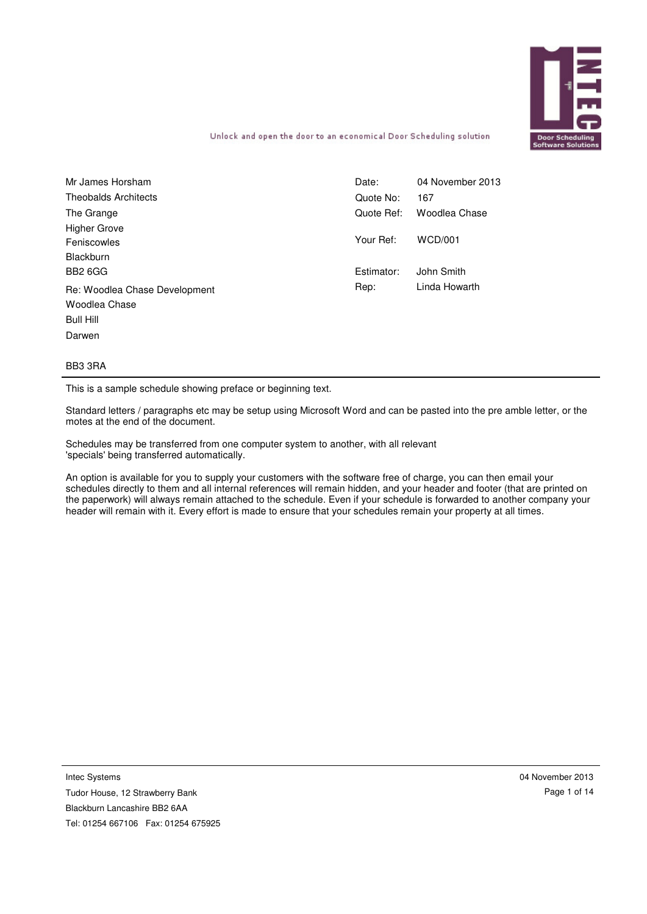Unlock and open the door to an economical Door Scheduling solution

Mr James Horsham
Theobalds Architects
The Grange
Higher Grove
Feniscowles
Blackburn
BB2 6GG

| | |
|---|---|
| Date: | 04 November 2013 |
| Quote No: | 167 |
| Quote Ref: | Woodlea Chase |
| Your Ref: | WCD/001 |
| Estimator: | John Smith |
| Rep: | Linda Howarth |

Re: Woodlea Chase Development
Woodlea Chase
Bull Hill
Darwen

BB3 3RA

---

This is a sample schedule showing preface or beginning text.

Standard letters / paragraphs etc may be setup using Microsoft Word and can be pasted into the pre amble letter, or the motes at the end of the document.

Schedules may be transferred from one computer system to another, with all relevant 'specials' being transferred automatically.

An option is available for you to supply your customers with the software free of charge, you can then email your schedules directly to them and all internal references will remain hidden, and your header and footer (that are printed on the paperwork) will always remain attached to the schedule. Even if your schedule is forwarded to another company your header will remain with it. Every effort is made to ensure that your schedules remain your property at all times.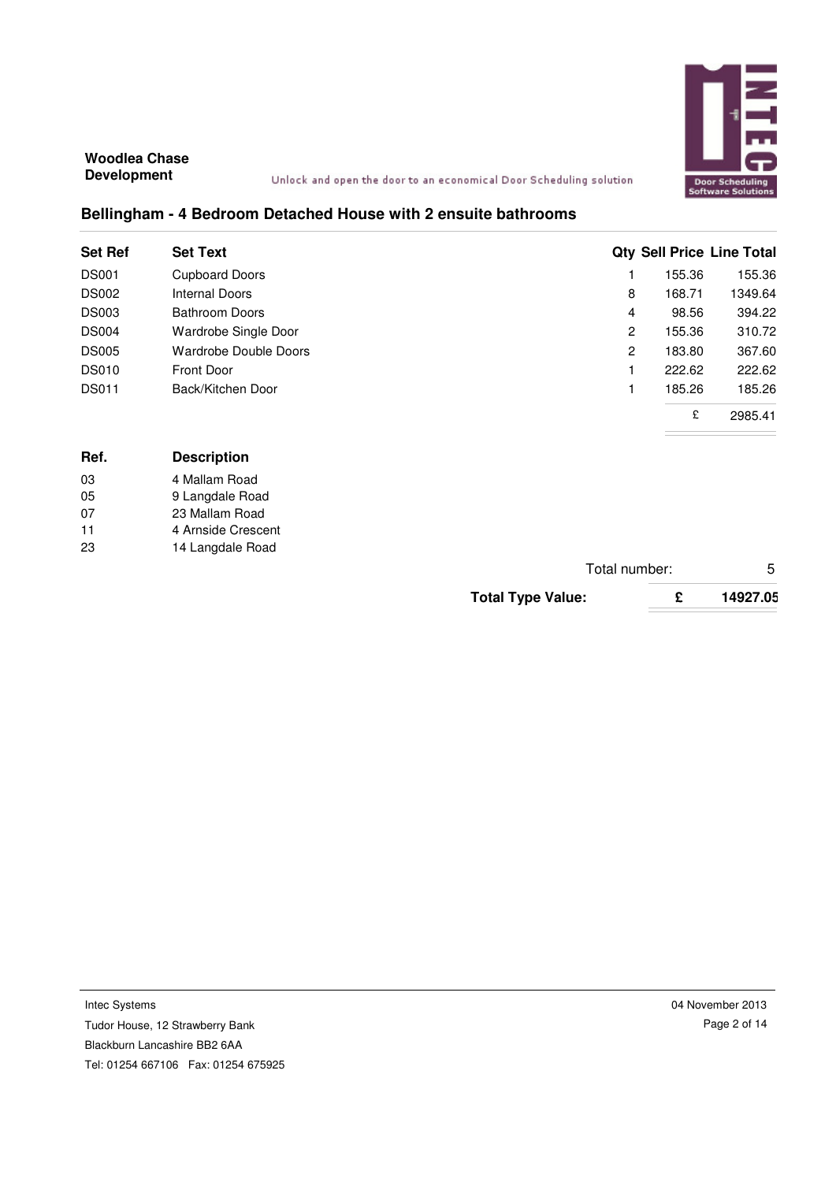**Woodlea Chase Development**

Unlock and open the door to an economical Door Scheduling solution

## Bellingham - 4 Bedroom Detached House with 2 ensuite bathrooms

| Set Ref | Set Text | Qty | Sell Price | Line Total |
|---|---|---|---|---|
| DS001 | Cupboard Doors | 1 | 155.36 | 155.36 |
| DS002 | Internal Doors | 8 | 168.71 | 1349.64 |
| DS003 | Bathroom Doors | 4 | 98.56 | 394.22 |
| DS004 | Wardrobe Single Door | 2 | 155.36 | 310.72 |
| DS005 | Wardrobe Double Doors | 2 | 183.80 | 367.60 |
| DS010 | Front Door | 1 | 222.62 | 222.62 |
| DS011 | Back/Kitchen Door | 1 | 185.26 | 185.26 |
| | | | £ | 2985.41 |

| Ref. | Description |
|---|---|
| 03 | 4 Mallam Road |
| 05 | 9 Langdale Road |
| 07 | 23 Mallam Road |
| 11 | 4 Arnside Crescent |
| 23 | 14 Langdale Road |

Total number: 5

**Total Type Value: £ 14927.05**

Intec Systems
Tudor House, 12 Strawberry Bank
Blackburn Lancashire BB2 6AA
Tel: 01254 667106 Fax: 01254 675925

04 November 2013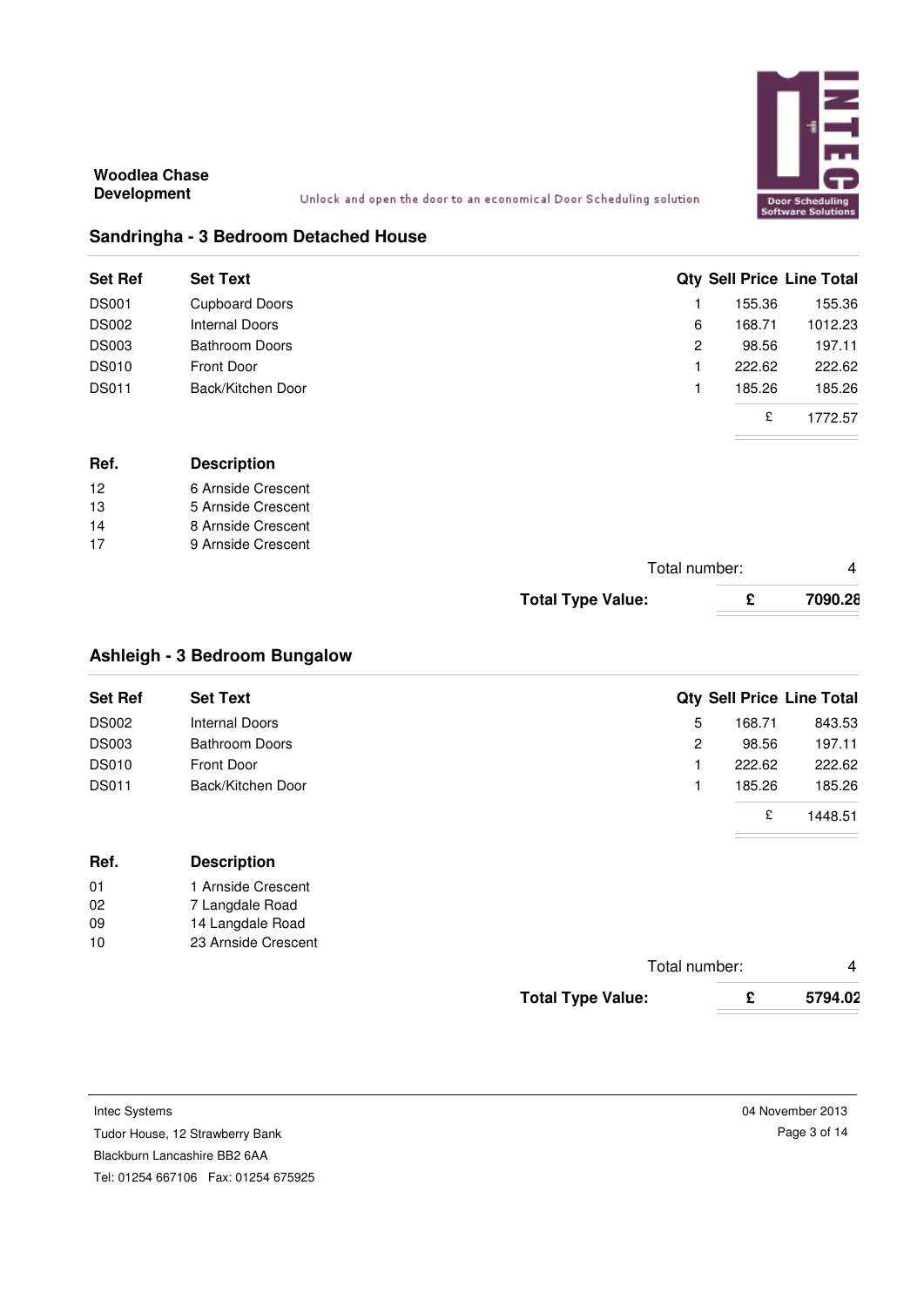**Woodlea Chase Development**

Unlock and open the door to an economical Door Scheduling solution

## Sandringha - 3 Bedroom Detached House

| Set Ref | Set Text | Qty | Sell Price | Line Total |
|---|---|---|---|---|
| DS001 | Cupboard Doors | 1 | 155.36 | 155.36 |
| DS002 | Internal Doors | 6 | 168.71 | 1012.23 |
| DS003 | Bathroom Doors | 2 | 98.56 | 197.11 |
| DS010 | Front Door | 1 | 222.62 | 222.62 |
| DS011 | Back/Kitchen Door | 1 | 185.26 | 185.26 |
| | | | £ | 1772.57 |

| Ref. | Description |
|---|---|
| 12 | 6 Arnside Crescent |
| 13 | 5 Arnside Crescent |
| 14 | 8 Arnside Crescent |
| 17 | 9 Arnside Crescent |

Total number: 4

**Total Type Value: £ 7090.28**

## Ashleigh - 3 Bedroom Bungalow

| Set Ref | Set Text | Qty | Sell Price | Line Total |
|---|---|---|---|---|
| DS002 | Internal Doors | 5 | 168.71 | 843.53 |
| DS003 | Bathroom Doors | 2 | 98.56 | 197.11 |
| DS010 | Front Door | 1 | 222.62 | 222.62 |
| DS011 | Back/Kitchen Door | 1 | 185.26 | 185.26 |
| | | | £ | 1448.51 |

| Ref. | Description |
|---|---|
| 01 | 1 Arnside Crescent |
| 02 | 7 Langdale Road |
| 09 | 14 Langdale Road |
| 10 | 23 Arnside Crescent |

Total number: 4

**Total Type Value: £ 5794.02**

Intec Systems
Tudor House, 12 Strawberry Bank
Blackburn Lancashire BB2 6AA
Tel: 01254 667106 Fax: 01254 675925

04 November 2013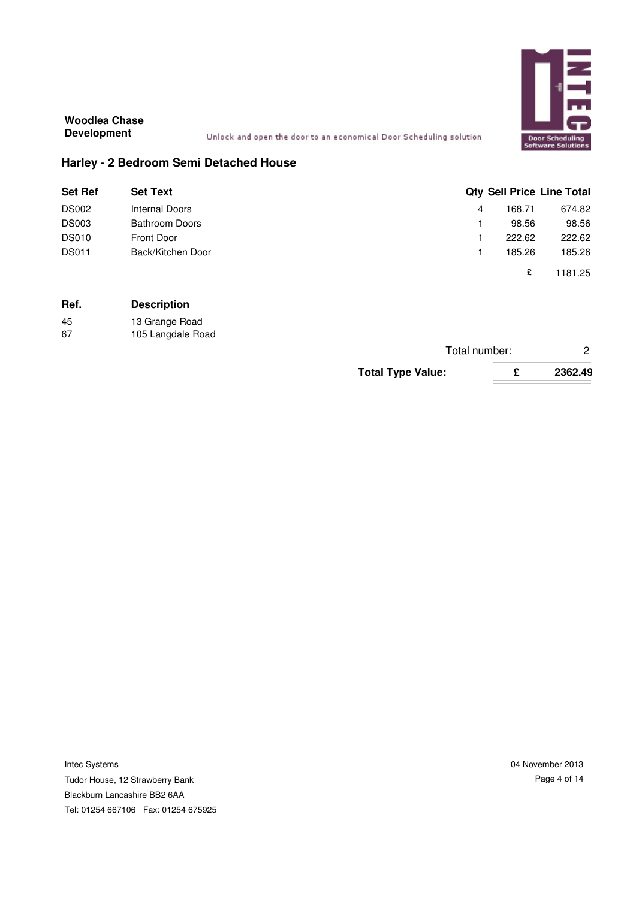**Woodlea Chase Development**

Unlock and open the door to an economical Door Scheduling solution

## Harley - 2 Bedroom Semi Detached House

| Set Ref | Set Text | Qty | Sell Price | Line Total |
|---|---|---|---|---|
| DS002 | Internal Doors | 4 | 168.71 | 674.82 |
| DS003 | Bathroom Doors | 1 | 98.56 | 98.56 |
| DS010 | Front Door | 1 | 222.62 | 222.62 |
| DS011 | Back/Kitchen Door | 1 | 185.26 | 185.26 |
| | | | £ | 1181.25 |

| Ref. | Description |
|---|---|
| 45 | 13 Grange Road |
| 67 | 105 Langdale Road |

Total number: 2

**Total Type Value: £ 2362.49**

Intec Systems
Tudor House, 12 Strawberry Bank
Blackburn Lancashire BB2 6AA
Tel: 01254 667106 Fax: 01254 675925

04 November 2013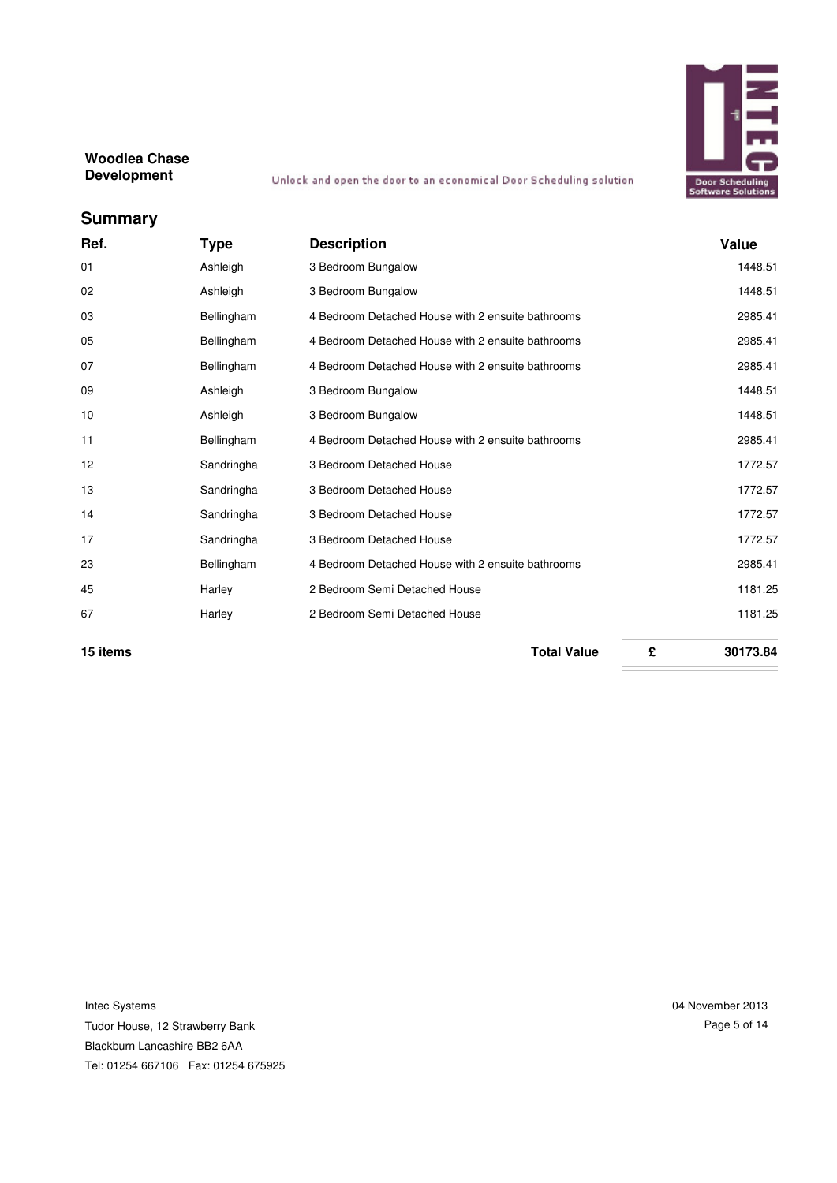**Woodlea Chase Development**

Unlock and open the door to an economical Door Scheduling solution

## Summary

| Ref. | Type | Description | Value |
|---|---|---|---|
| 01 | Ashleigh | 3 Bedroom Bungalow | 1448.51 |
| 02 | Ashleigh | 3 Bedroom Bungalow | 1448.51 |
| 03 | Bellingham | 4 Bedroom Detached House with 2 ensuite bathrooms | 2985.41 |
| 05 | Bellingham | 4 Bedroom Detached House with 2 ensuite bathrooms | 2985.41 |
| 07 | Bellingham | 4 Bedroom Detached House with 2 ensuite bathrooms | 2985.41 |
| 09 | Ashleigh | 3 Bedroom Bungalow | 1448.51 |
| 10 | Ashleigh | 3 Bedroom Bungalow | 1448.51 |
| 11 | Bellingham | 4 Bedroom Detached House with 2 ensuite bathrooms | 2985.41 |
| 12 | Sandringha | 3 Bedroom Detached House | 1772.57 |
| 13 | Sandringha | 3 Bedroom Detached House | 1772.57 |
| 14 | Sandringha | 3 Bedroom Detached House | 1772.57 |
| 17 | Sandringha | 3 Bedroom Detached House | 1772.57 |
| 23 | Bellingham | 4 Bedroom Detached House with 2 ensuite bathrooms | 2985.41 |
| 45 | Harley | 2 Bedroom Semi Detached House | 1181.25 |
| 67 | Harley | 2 Bedroom Semi Detached House | 1181.25 |
| **15 items** | | **Total Value** **£** | **30173.84** |

Intec Systems
Tudor House, 12 Strawberry Bank
Blackburn Lancashire BB2 6AA
Tel: 01254 667106 Fax: 01254 675925

04 November 2013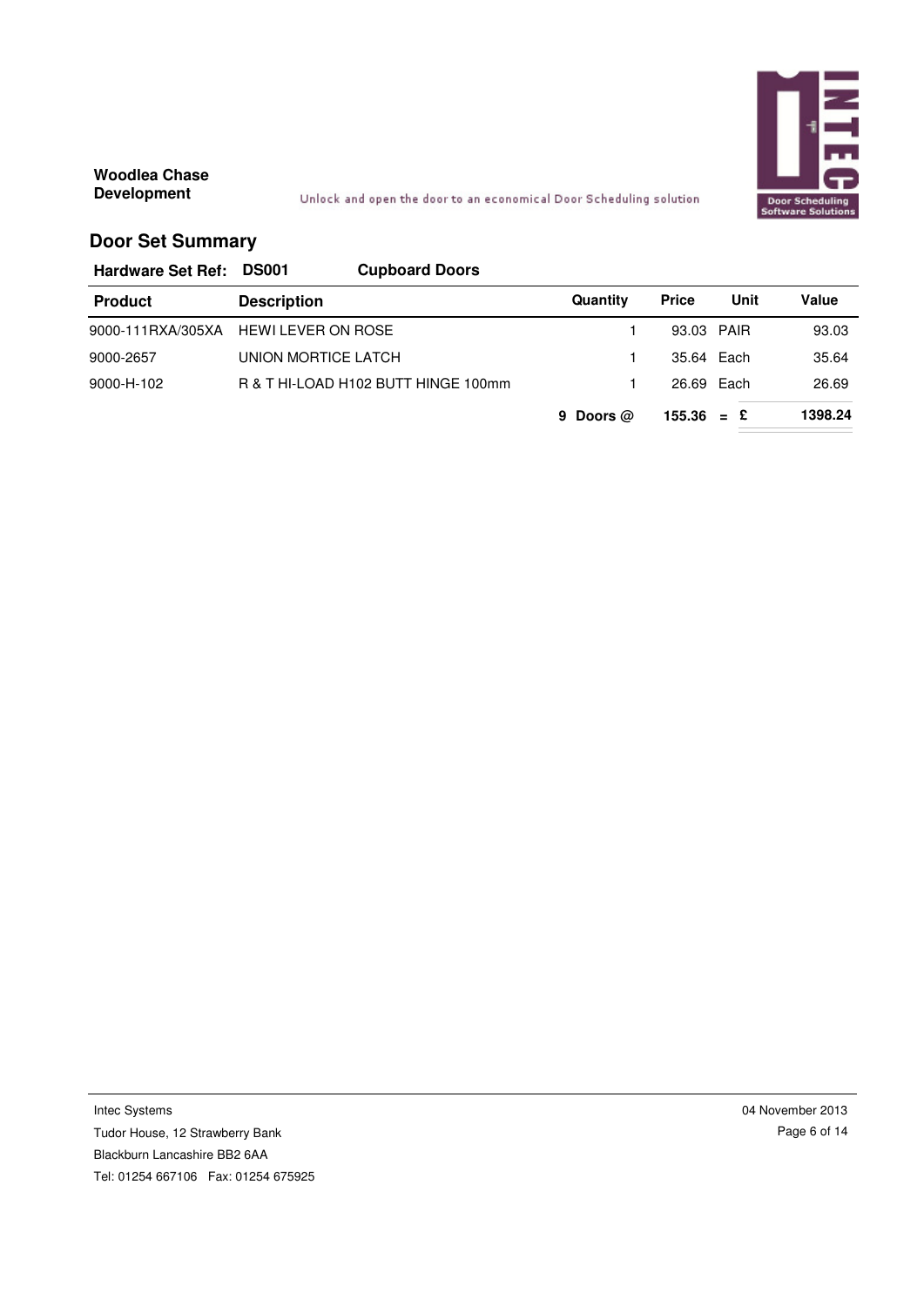**Woodlea Chase Development**

Unlock and open the door to an economical Door Scheduling solution

## Door Set Summary

**Hardware Set Ref: DS001** **Cupboard Doors**

| Product | Description | Quantity | Price | Unit | Value |
|---|---|---|---|---|---|
| 9000-111RXA/305XA | HEWI LEVER ON ROSE | 1 | 93.03 | PAIR | 93.03 |
| 9000-2657 | UNION MORTICE LATCH | 1 | 35.64 | Each | 35.64 |
| 9000-H-102 | R & T HI-LOAD H102 BUTT HINGE 100mm | 1 | 26.69 | Each | 26.69 |
| | | **9 Doors @** | **155.36** | **= £** | **1398.24** |

Intec Systems
Tudor House, 12 Strawberry Bank
Blackburn Lancashire BB2 6AA
Tel: 01254 667106 Fax: 01254 675925

04 November 2013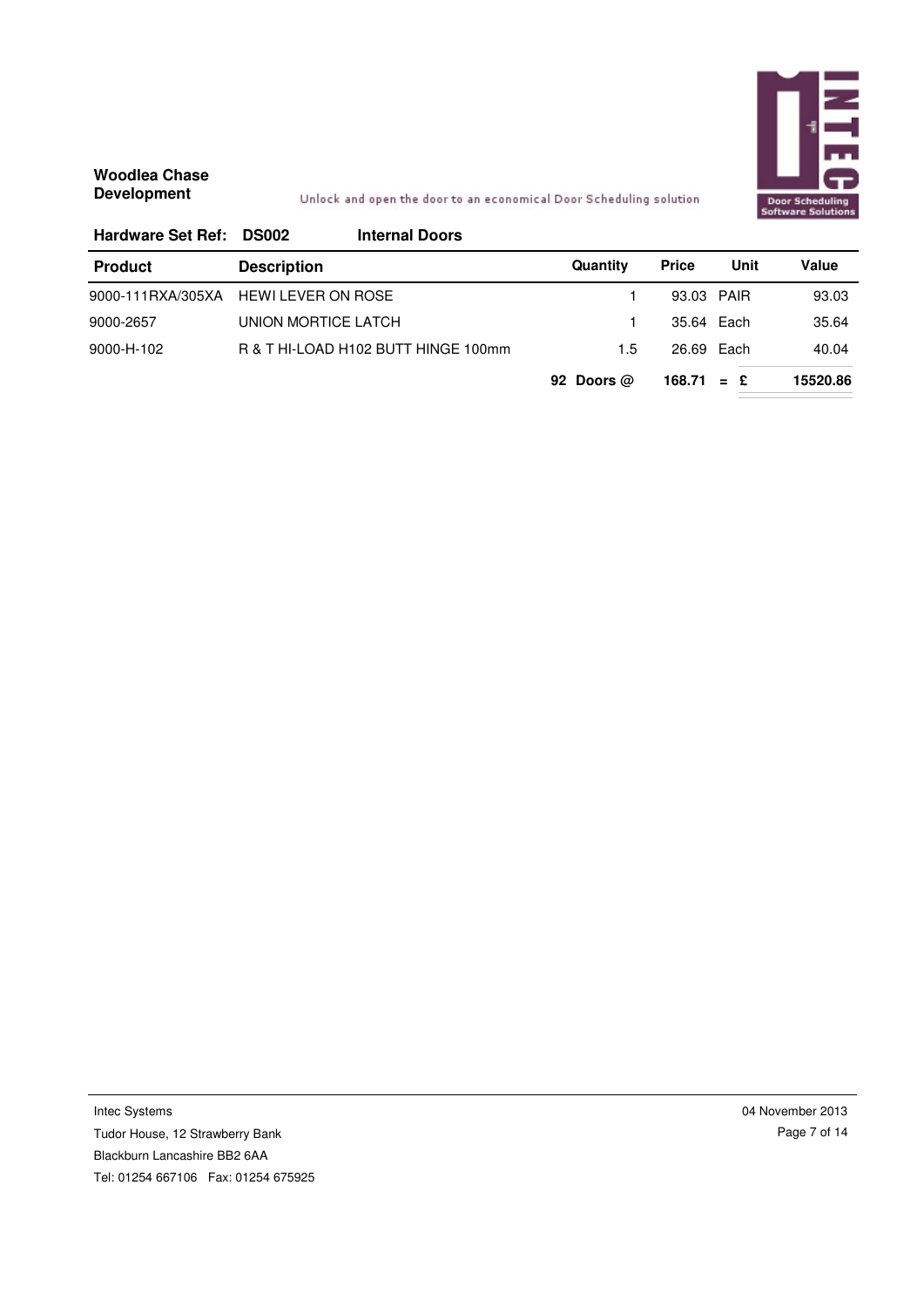**Woodlea Chase Development**

Unlock and open the door to an economical Door Scheduling solution

Door Scheduling Software Solutions

**Hardware Set Ref: DS002 Internal Doors**

| Product | Description | Quantity | Price | Unit | Value |
|---|---|---|---|---|---|
| 9000-111RXA/305XA | HEWI LEVER ON ROSE | 1 | 93.03 | PAIR | 93.03 |
| 9000-2657 | UNION MORTICE LATCH | 1 | 35.64 | Each | 35.64 |
| 9000-H-102 | R & T HI-LOAD H102 BUTT HINGE 100mm | 1.5 | 26.69 | Each | 40.04 |
| | | **92 Doors @** | **168.71** | **= £** | **15520.86** |

Intec Systems
Tudor House, 12 Strawberry Bank
Blackburn Lancashire BB2 6AA
Tel: 01254 667106 Fax: 01254 675925

04 November 2013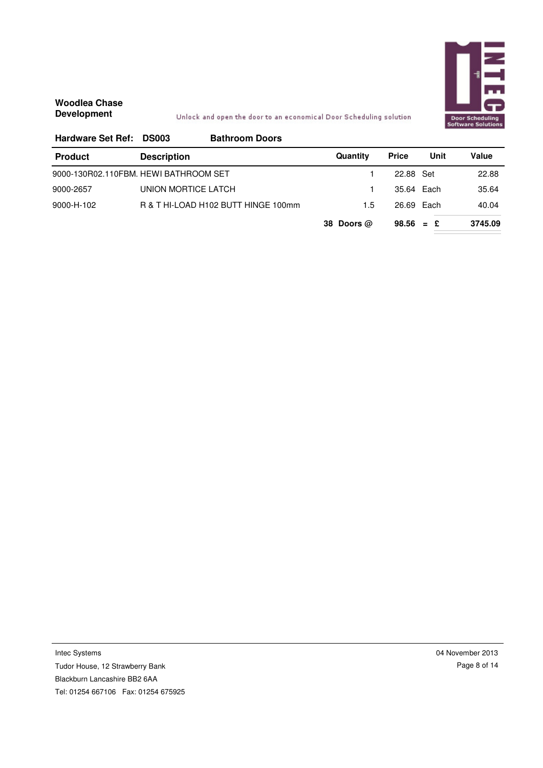**Woodlea Chase Development**

Unlock and open the door to an economical Door Scheduling solution

Door Scheduling Software Solutions

**Hardware Set Ref: DS003 Bathroom Doors**

| Product | Description | Quantity | Price | Unit | Value |
|---|---|---|---|---|---|
| 9000-130R02.110FBM. | HEWI BATHROOM SET | 1 | 22.88 | Set | 22.88 |
| 9000-2657 | UNION MORTICE LATCH | 1 | 35.64 | Each | 35.64 |
| 9000-H-102 | R & T HI-LOAD H102 BUTT HINGE 100mm | 1.5 | 26.69 | Each | 40.04 |
| | | **38 Doors @** | **98.56** | **= £** | **3745.09** |

Intec Systems
Tudor House, 12 Strawberry Bank
Blackburn Lancashire BB2 6AA
Tel: 01254 667106 Fax: 01254 675925

04 November 2013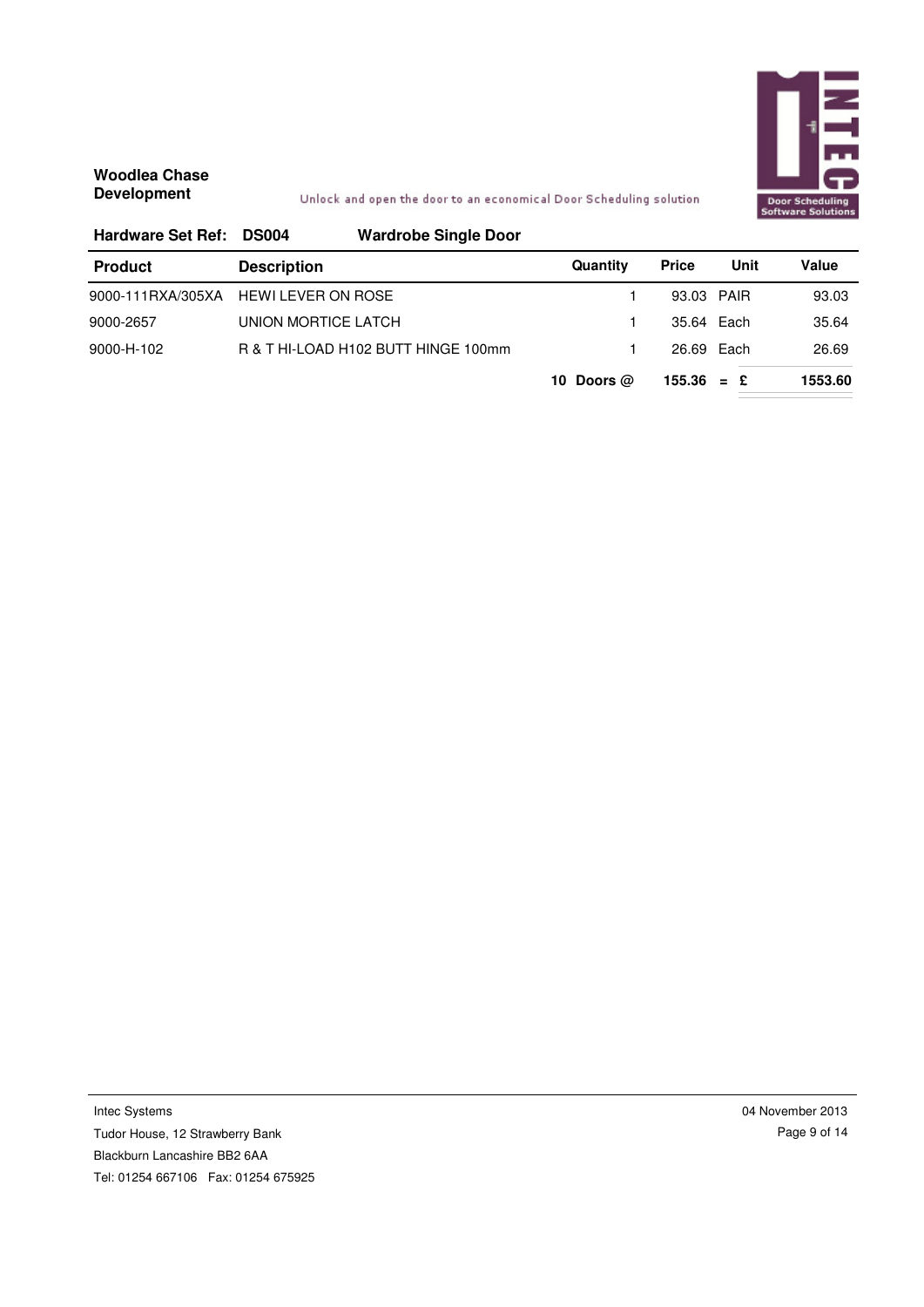**Woodlea Chase Development**

Unlock and open the door to an economical Door Scheduling solution

**Hardware Set Ref: DS004 Wardrobe Single Door**

| Product | Description | Quantity | Price | Unit | Value |
|---|---|---|---|---|---|
| 9000-111RXA/305XA | HEWI LEVER ON ROSE | 1 | 93.03 | PAIR | 93.03 |
| 9000-2657 | UNION MORTICE LATCH | 1 | 35.64 | Each | 35.64 |
| 9000-H-102 | R & T HI-LOAD H102 BUTT HINGE 100mm | 1 | 26.69 | Each | 26.69 |
| | | **10 Doors @** | **155.36** | **= £** | **1553.60** |

Intec Systems
Tudor House, 12 Strawberry Bank
Blackburn Lancashire BB2 6AA
Tel: 01254 667106 Fax: 01254 675925

04 November 2013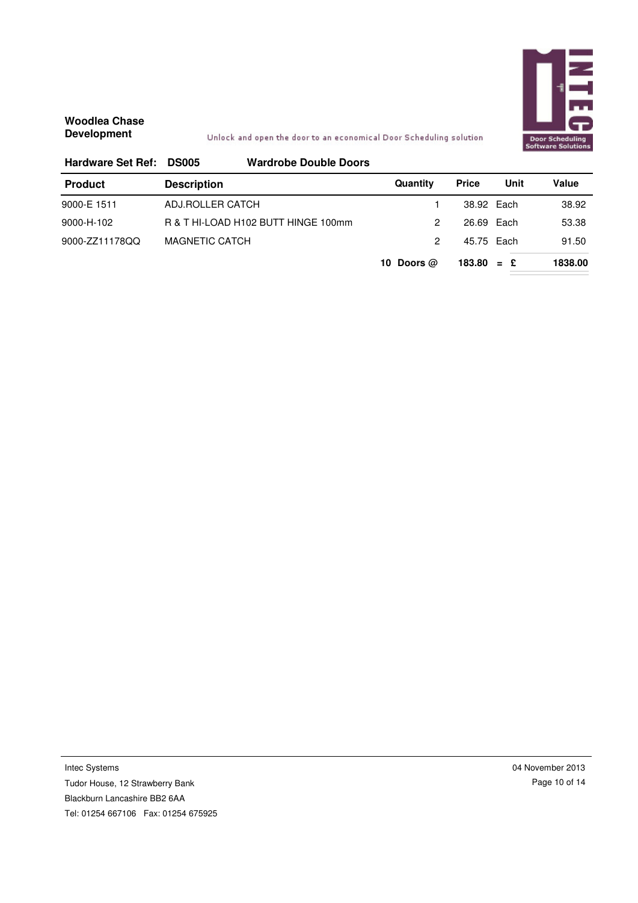**Woodlea Chase Development**

Unlock and open the door to an economical Door Scheduling solution

**Hardware Set Ref: DS005 Wardrobe Double Doors**

| Product | Description | Quantity | Price | Unit | Value |
|---|---|---|---|---|---|
| 9000-E 1511 | ADJ.ROLLER CATCH | 1 | 38.92 | Each | 38.92 |
| 9000-H-102 | R & T HI-LOAD H102 BUTT HINGE 100mm | 2 | 26.69 | Each | 53.38 |
| 9000-ZZ11178QQ | MAGNETIC CATCH | 2 | 45.75 | Each | 91.50 |
| | | **10 Doors @** | **183.80** | **= £** | **1838.00** |

Intec Systems
Tudor House, 12 Strawberry Bank
Blackburn Lancashire BB2 6AA
Tel: 01254 667106 Fax: 01254 675925

04 November 2013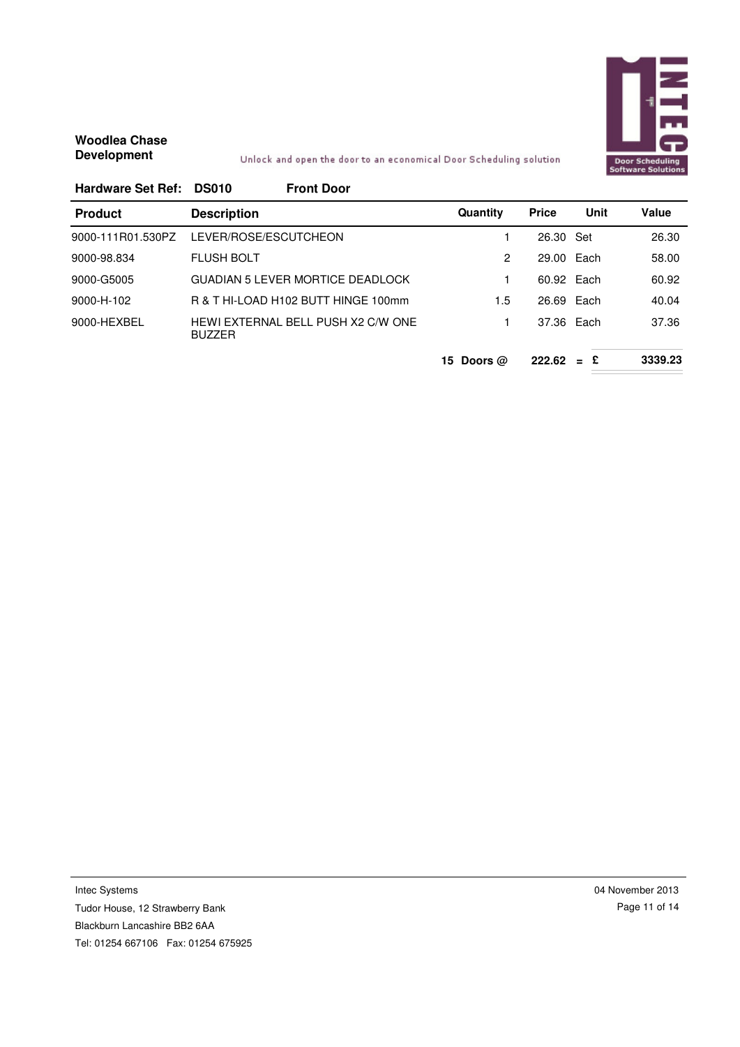**Woodlea Chase Development**

Unlock and open the door to an economical Door Scheduling solution

**Hardware Set Ref: DS010 Front Door**

| Product | Description | Quantity | Price | Unit | Value |
|---|---|---|---|---|---|
| 9000-111R01.530PZ | LEVER/ROSE/ESCUTCHEON | 1 | 26.30 | Set | 26.30 |
| 9000-98.834 | FLUSH BOLT | 2 | 29.00 | Each | 58.00 |
| 9000-G5005 | GUADIAN 5 LEVER MORTICE DEADLOCK | 1 | 60.92 | Each | 60.92 |
| 9000-H-102 | R & T HI-LOAD H102 BUTT HINGE 100mm | 1.5 | 26.69 | Each | 40.04 |
| 9000-HEXBEL | HEWI EXTERNAL BELL PUSH X2 C/W ONE BUZZER | 1 | 37.36 | Each | 37.36 |
| | | **15 Doors @** | **222.62** | **= £** | **3339.23** |

Intec Systems
Tudor House, 12 Strawberry Bank
Blackburn Lancashire BB2 6AA
Tel: 01254 667106 Fax: 01254 675925

04 November 2013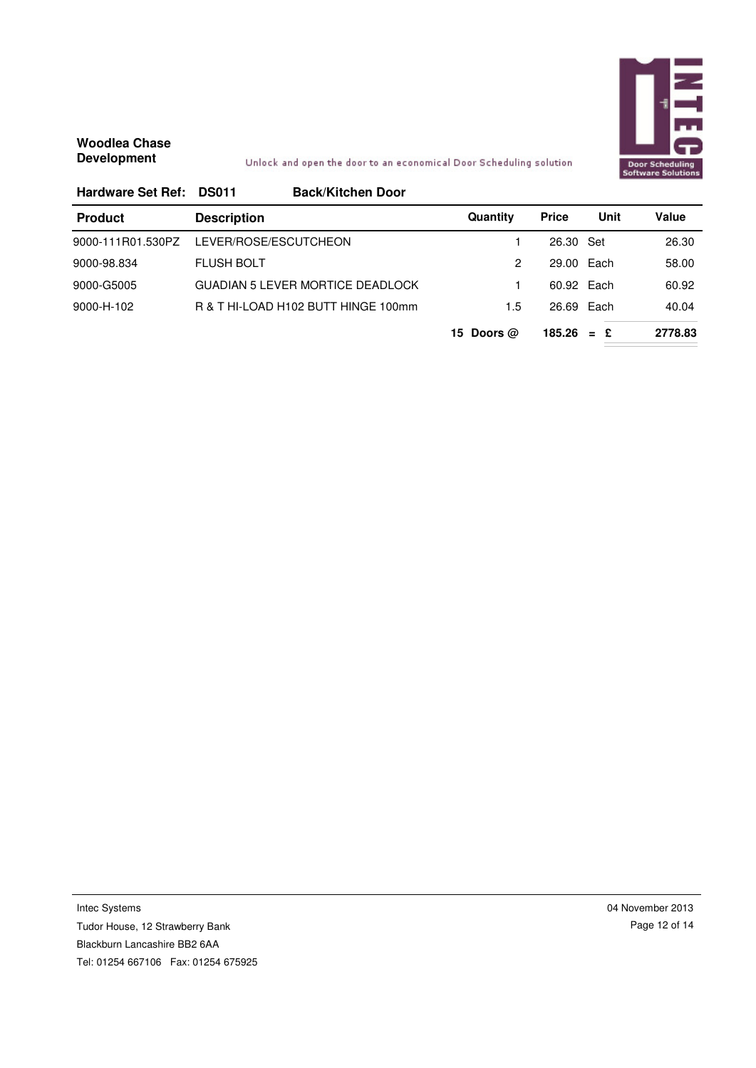**Woodlea Chase Development**

Unlock and open the door to an economical Door Scheduling solution

**Hardware Set Ref: DS011 Back/Kitchen Door**

| Product | Description | Quantity | Price | Unit | Value |
|---|---|---|---|---|---|
| 9000-111R01.530PZ | LEVER/ROSE/ESCUTCHEON | 1 | 26.30 | Set | 26.30 |
| 9000-98.834 | FLUSH BOLT | 2 | 29.00 | Each | 58.00 |
| 9000-G5005 | GUADIAN 5 LEVER MORTICE DEADLOCK | 1 | 60.92 | Each | 60.92 |
| 9000-H-102 | R & T HI-LOAD H102 BUTT HINGE 100mm | 1.5 | 26.69 | Each | 40.04 |
| | | **15 Doors @** | **185.26** | **= £** | **2778.83** |

Intec Systems
Tudor House, 12 Strawberry Bank
Blackburn Lancashire BB2 6AA
Tel: 01254 667106 Fax: 01254 675925

04 November 2013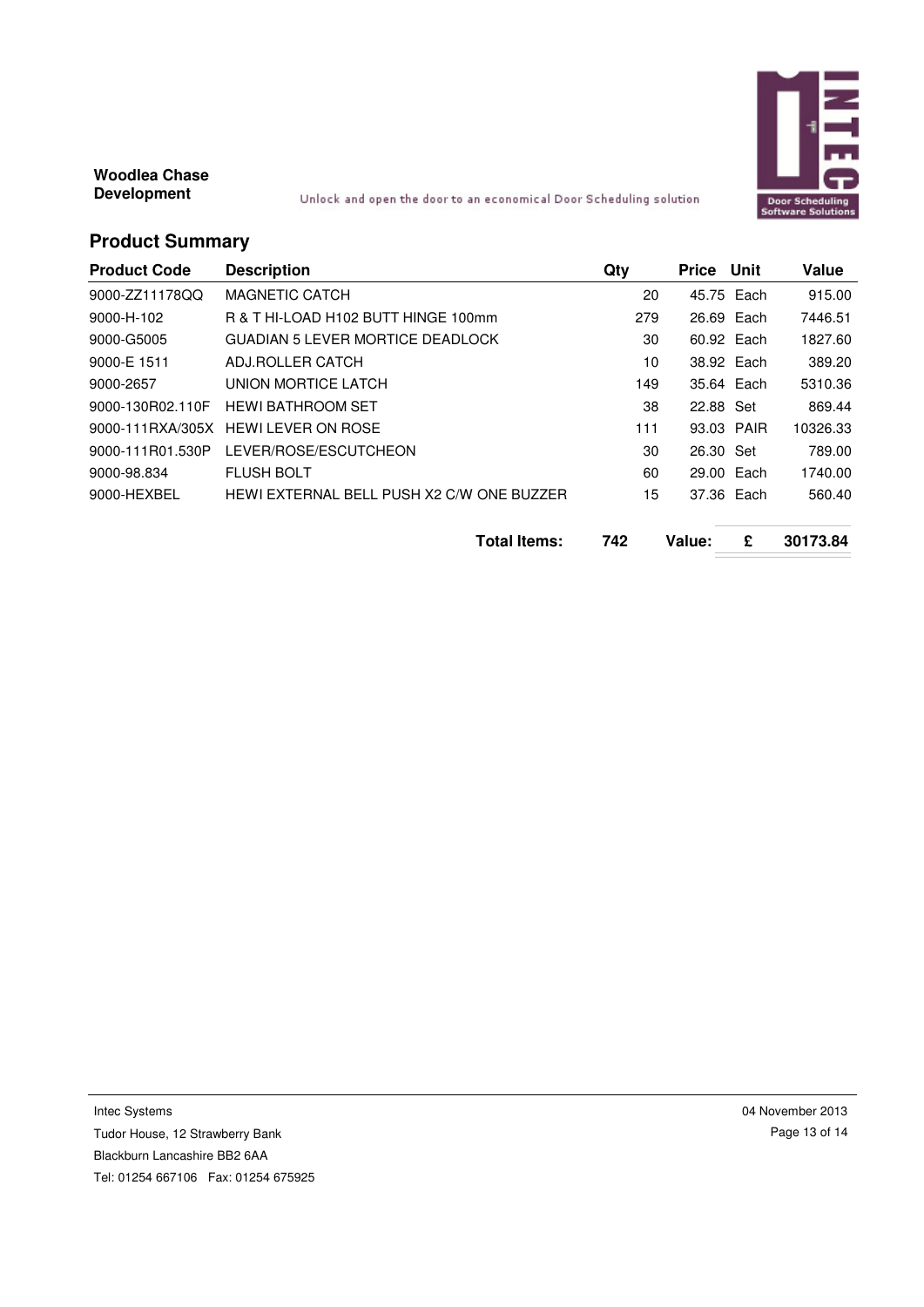**Woodlea Chase Development**

Unlock and open the door to an economical Door Scheduling solution

## Product Summary

| Product Code | Description | Qty | Price | Unit | Value |
|---|---|---|---|---|---|
| 9000-ZZ11178QQ | MAGNETIC CATCH | 20 | 45.75 | Each | 915.00 |
| 9000-H-102 | R & T HI-LOAD H102 BUTT HINGE 100mm | 279 | 26.69 | Each | 7446.51 |
| 9000-G5005 | GUADIAN 5 LEVER MORTICE DEADLOCK | 30 | 60.92 | Each | 1827.60 |
| 9000-E 1511 | ADJ.ROLLER CATCH | 10 | 38.92 | Each | 389.20 |
| 9000-2657 | UNION MORTICE LATCH | 149 | 35.64 | Each | 5310.36 |
| 9000-130R02.110F | HEWI BATHROOM SET | 38 | 22.88 | Set | 869.44 |
| 9000-111RXA/305X | HEWI LEVER ON ROSE | 111 | 93.03 | PAIR | 10326.33 |
| 9000-111R01.530P | LEVER/ROSE/ESCUTCHEON | 30 | 26.30 | Set | 789.00 |
| 9000-98.834 | FLUSH BOLT | 60 | 29.00 | Each | 1740.00 |
| 9000-HEXBEL | HEWI EXTERNAL BELL PUSH X2 C/W ONE BUZZER | 15 | 37.36 | Each | 560.40 |

**Total Items: 742** **Value: £ 30173.84**

Intec Systems
Tudor House, 12 Strawberry Bank
Blackburn Lancashire BB2 6AA
Tel: 01254 667106 Fax: 01254 675925

04 November 2013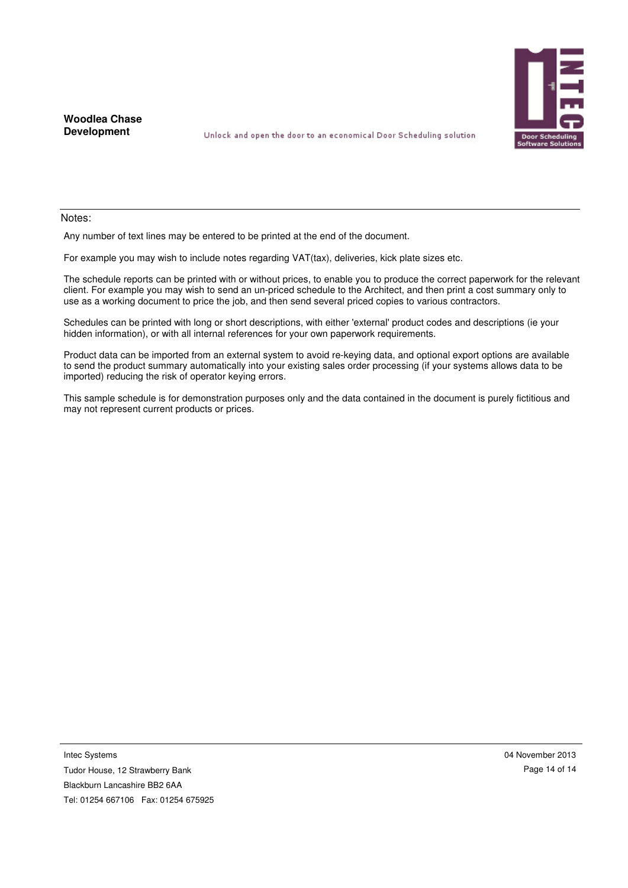Notes:

Any number of text lines may be entered to be printed at the end of the document.

For example you may wish to include notes regarding VAT(tax), deliveries, kick plate sizes etc.

The schedule reports can be printed with or without prices, to enable you to produce the correct paperwork for the relevant client. For example you may wish to send an un-priced schedule to the Architect, and then print a cost summary only to use as a working document to price the job, and then send several priced copies to various contractors.

Schedules can be printed with long or short descriptions, with either 'external' product codes and descriptions (ie your hidden information), or with all internal references for your own paperwork requirements.

Product data can be imported from an external system to avoid re-keying data, and optional export options are available to send the product summary automatically into your existing sales order processing (if your systems allows data to be imported) reducing the risk of operator keying errors.

This sample schedule is for demonstration purposes only and the data contained in the document is purely fictitious and may not represent current products or prices.